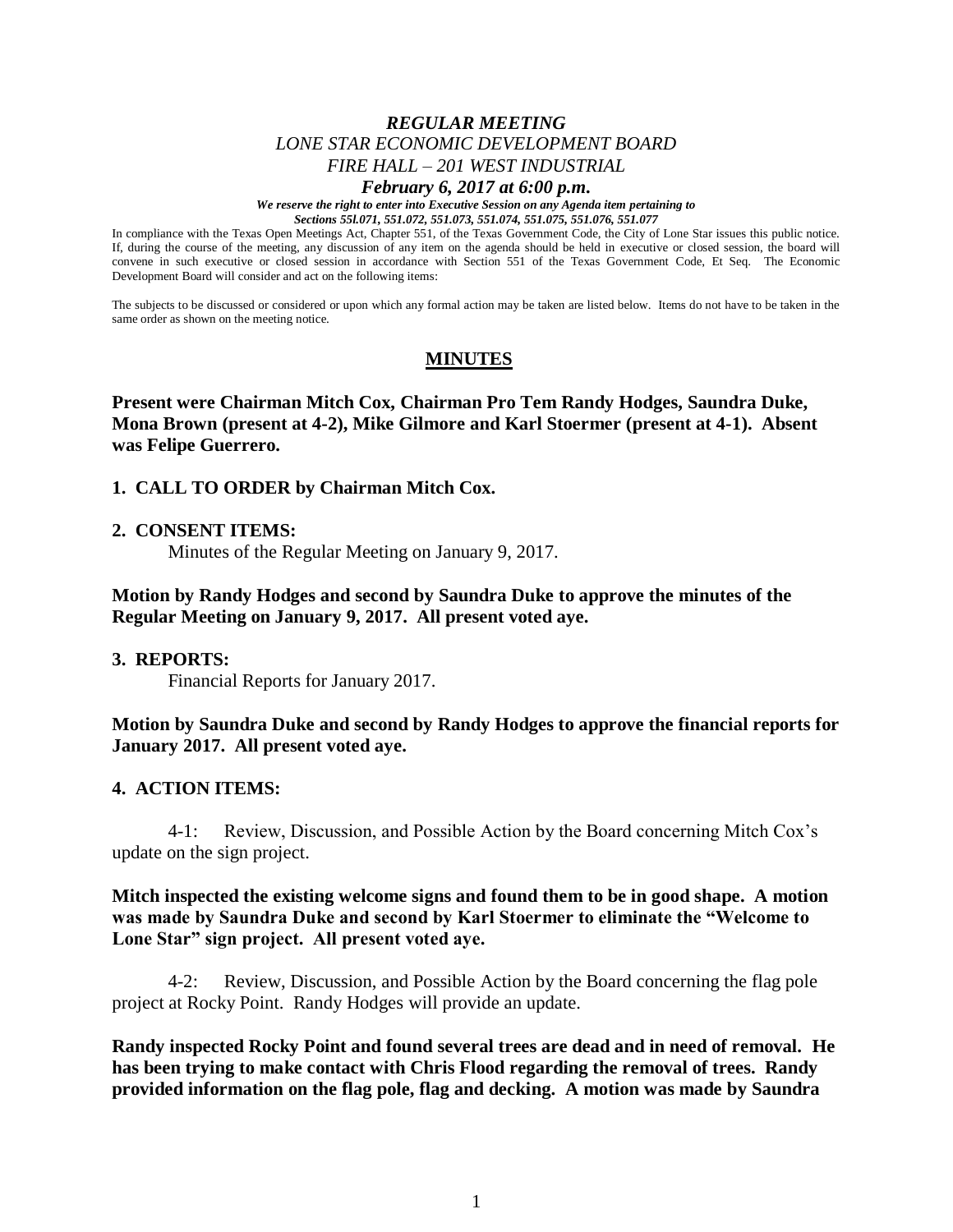***REGULAR MEETING***
***LONE STAR ECONOMIC DEVELOPMENT BOARD***
***FIRE HALL – 201 WEST INDUSTRIAL***
***February 6, 2017 at 6:00 p.m.***

***We reserve the right to enter into Executive Session on any Agenda item pertaining to Sections 55l.071, 551.072, 551.073, 551.074, 551.075, 551.076, 551.077***

In compliance with the Texas Open Meetings Act, Chapter 551, of the Texas Government Code, the City of Lone Star issues this public notice. If, during the course of the meeting, any discussion of any item on the agenda should be held in executive or closed session, the board will convene in such executive or closed session in accordance with Section 551 of the Texas Government Code, Et Seq. The Economic Development Board will consider and act on the following items:

The subjects to be discussed or considered or upon which any formal action may be taken are listed below. Items do not have to be taken in the same order as shown on the meeting notice.

## MINUTES

**Present were Chairman Mitch Cox, Chairman Pro Tem Randy Hodges, Saundra Duke, Mona Brown (present at 4-2), Mike Gilmore and Karl Stoermer (present at 4-1). Absent was Felipe Guerrero.**

**1. CALL TO ORDER by Chairman Mitch Cox.**

**2. CONSENT ITEMS:**

Minutes of the Regular Meeting on January 9, 2017.

**Motion by Randy Hodges and second by Saundra Duke to approve the minutes of the Regular Meeting on January 9, 2017. All present voted aye.**

**3. REPORTS:**

Financial Reports for January 2017.

**Motion by Saundra Duke and second by Randy Hodges to approve the financial reports for January 2017. All present voted aye.**

**4. ACTION ITEMS:**

4-1: Review, Discussion, and Possible Action by the Board concerning Mitch Cox's update on the sign project.

**Mitch inspected the existing welcome signs and found them to be in good shape. A motion was made by Saundra Duke and second by Karl Stoermer to eliminate the "Welcome to Lone Star" sign project. All present voted aye.**

4-2: Review, Discussion, and Possible Action by the Board concerning the flag pole project at Rocky Point. Randy Hodges will provide an update.

**Randy inspected Rocky Point and found several trees are dead and in need of removal. He has been trying to make contact with Chris Flood regarding the removal of trees. Randy provided information on the flag pole, flag and decking. A motion was made by Saundra**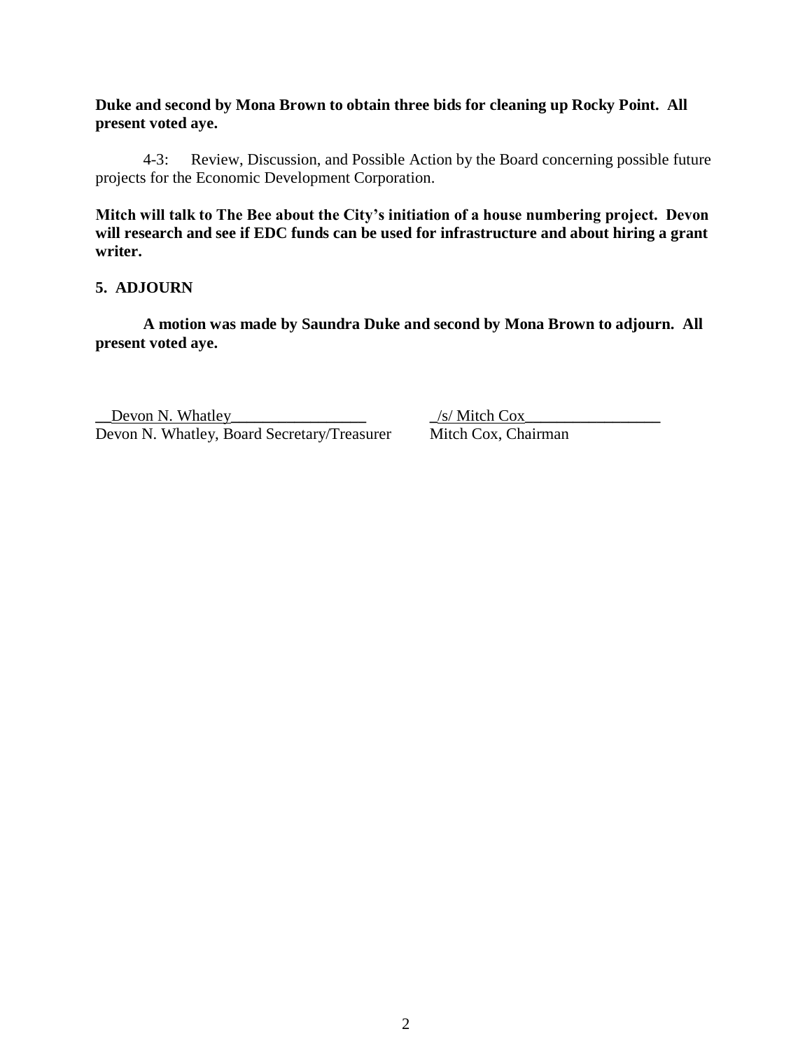**Duke and second by Mona Brown to obtain three bids for cleaning up Rocky Point. All present voted aye.**

4-3: Review, Discussion, and Possible Action by the Board concerning possible future projects for the Economic Development Corporation.

**Mitch will talk to The Bee about the City's initiation of a house numbering project. Devon will research and see if EDC funds can be used for infrastructure and about hiring a grant writer.**

**5. ADJOURN**

**A motion was made by Saundra Duke and second by Mona Brown to adjourn. All present voted aye.**

__Devon N. Whatley__________________
Devon N. Whatley, Board Secretary/Treasurer

_/s/ Mitch Cox__________________
Mitch Cox, Chairman